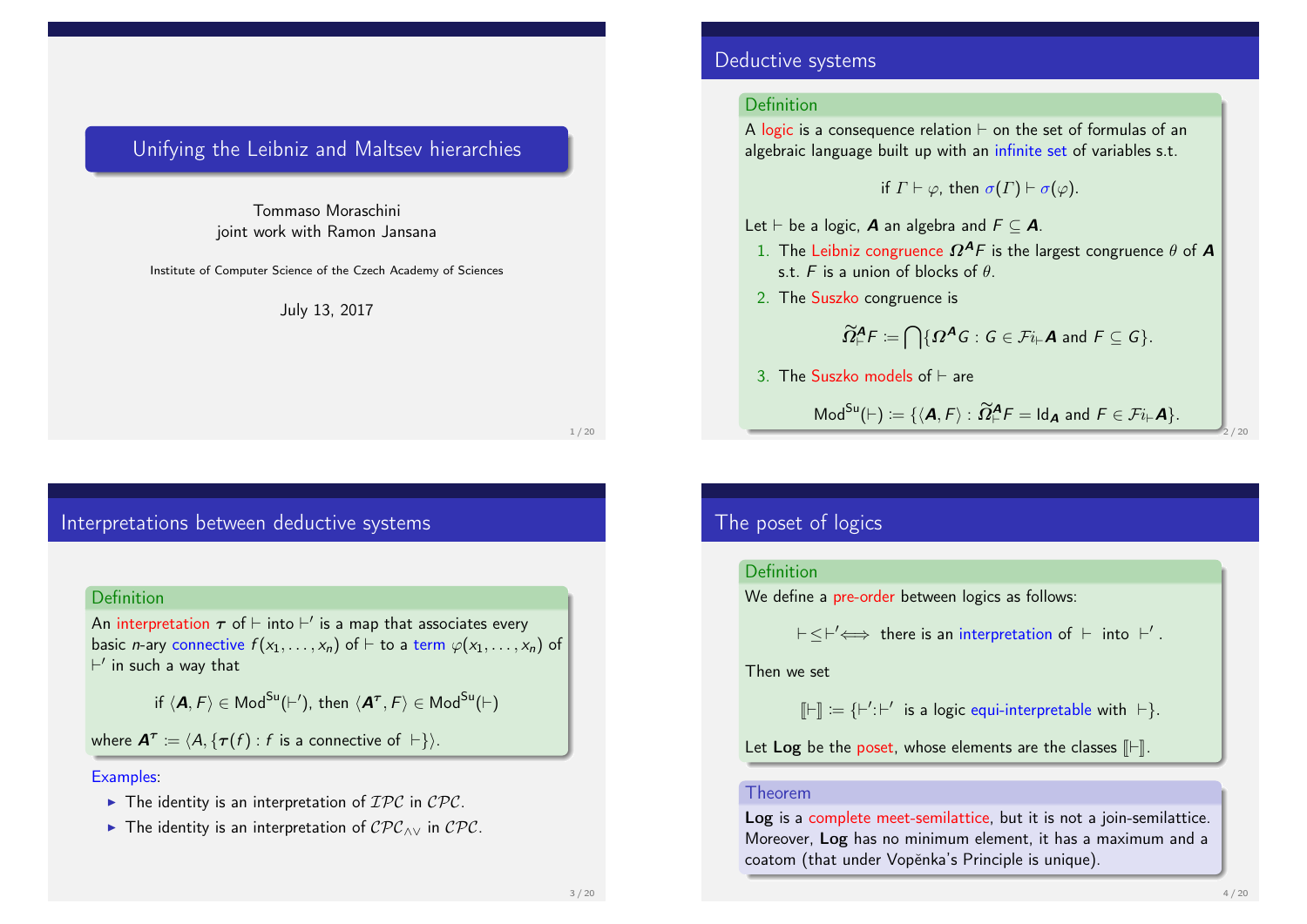# Unifying the Leibniz and Maltsev hierarchies

Tommaso Moraschini
joint work with Ramon Jansana

Institute of Computer Science of the Czech Academy of Sciences

July 13, 2017

## Deductive systems

**Definition**

A logic is a consequence relation $\vdash$ on the set of formulas of an algebraic language built up with an infinite set of variables s.t.

$$\text{if } \Gamma \vdash \varphi, \text{ then } \sigma(\Gamma) \vdash \sigma(\varphi).$$

Let $\vdash$ be a logic, $\boldsymbol{A}$ an algebra and $F \subseteq \boldsymbol{A}$.

1. The Leibniz congruence $\boldsymbol{\Omega}^{\boldsymbol{A}} F$ is the largest congruence $\theta$ of $\boldsymbol{A}$ s.t. $F$ is a union of blocks of $\theta$.
2. The Suszko congruence is
$$\widetilde{\boldsymbol{\Omega}}^{\boldsymbol{A}}_{\vdash} F := \bigcap \{\boldsymbol{\Omega}^{\boldsymbol{A}} G : G \in \mathcal{F}i_{\vdash} \boldsymbol{A} \text{ and } F \subseteq G\}.$$
3. The Suszko models of $\vdash$ are
$$\mathsf{Mod}^{\mathsf{Su}}(\vdash) := \{\langle \boldsymbol{A}, F \rangle : \widetilde{\boldsymbol{\Omega}}^{\boldsymbol{A}}_{\vdash} F = \mathsf{Id}_{\boldsymbol{A}} \text{ and } F \in \mathcal{F}i_{\vdash} \boldsymbol{A}\}.$$

## Interpretations between deductive systems

**Definition**

An interpretation $\boldsymbol{\tau}$ of $\vdash$ into $\vdash'$ is a map that associates every basic $n$-ary connective $f(x_1, \ldots, x_n)$ of $\vdash$ to a term $\varphi(x_1, \ldots, x_n)$ of $\vdash'$ in such a way that

$$\text{if } \langle \boldsymbol{A}, F \rangle \in \mathsf{Mod}^{\mathsf{Su}}(\vdash'), \text{ then } \langle \boldsymbol{A}^{\boldsymbol{\tau}}, F \rangle \in \mathsf{Mod}^{\mathsf{Su}}(\vdash)$$

where $\boldsymbol{A}^{\boldsymbol{\tau}} := \langle A, \{\boldsymbol{\tau}(f) : f \text{ is a connective of } \vdash\}\rangle$.

Examples:

- The identity is an interpretation of $\mathcal{IPC}$ in $\mathcal{CPC}$.
- The identity is an interpretation of $\mathcal{CPC}_{\wedge\vee}$ in $\mathcal{CPC}$.

## The poset of logics

**Definition**

We define a pre-order between logics as follows:

$$\vdash \leq \vdash' \Longleftrightarrow \text{ there is an interpretation of } \vdash \text{ into } \vdash'.$$

Then we set

$$[\![\vdash]\!] := \{\vdash' : \vdash' \text{ is a logic equi-interpretable with } \vdash\}.$$

Let **Log** be the poset, whose elements are the classes $[\![\vdash]\!]$.

**Theorem**

**Log** is a complete meet-semilattice, but it is not a join-semilattice. Moreover, **Log** has no minimum element, it has a maximum and a coatom (that under Vopěnka's Principle is unique).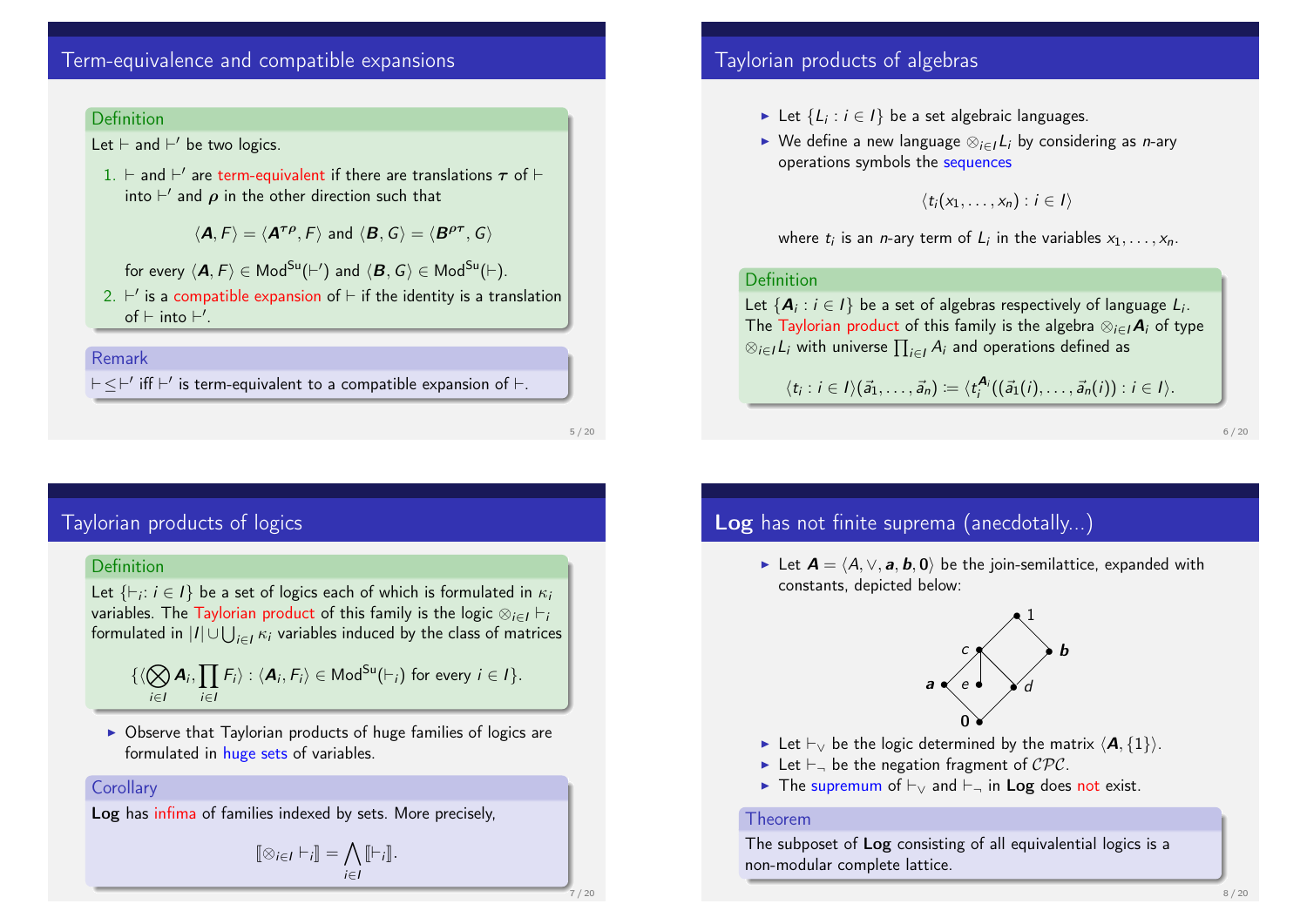## Term-equivalence and compatible expansions

**Definition**

Let $\vdash$ and $\vdash'$ be two logics.

1. $\vdash$ and $\vdash'$ are term-equivalent if there are translations $\boldsymbol{\tau}$ of $\vdash$ into $\vdash'$ and $\boldsymbol{\rho}$ in the other direction such that

$$\langle \boldsymbol{A}, F\rangle = \langle \boldsymbol{A}^{\boldsymbol{\tau}\boldsymbol{\rho}}, F\rangle \text{ and } \langle \boldsymbol{B}, G\rangle = \langle \boldsymbol{B}^{\boldsymbol{\rho}\boldsymbol{\tau}}, G\rangle$$

for every $\langle \boldsymbol{A}, F\rangle \in \mathsf{Mod}^{\mathsf{Su}}(\vdash')$ and $\langle \boldsymbol{B}, G\rangle \in \mathsf{Mod}^{\mathsf{Su}}(\vdash)$.

2. $\vdash'$ is a compatible expansion of $\vdash$ if the identity is a translation of $\vdash$ into $\vdash'$.

**Remark**

$\vdash \leq \vdash'$ iff $\vdash'$ is term-equivalent to a compatible expansion of $\vdash$.

## Taylorian products of algebras

- Let $\{L_i : i \in I\}$ be a set algebraic languages.
- We define a new language $\otimes_{i\in I} L_i$ by considering as $n$-ary operations symbols the sequences

$$\langle t_i(x_1, \dots, x_n) : i \in I\rangle$$

where $t_i$ is an $n$-ary term of $L_i$ in the variables $x_1, \dots, x_n$.

**Definition**

Let $\{\boldsymbol{A}_i : i \in I\}$ be a set of algebras respectively of language $L_i$. The Taylorian product of this family is the algebra $\otimes_{i\in I} \boldsymbol{A}_i$ of type $\otimes_{i\in I} L_i$ with universe $\prod_{i\in I} A_i$ and operations defined as

$$\langle t_i : i \in I\rangle(\vec{a}_1, \dots, \vec{a}_n) := \langle t_i^{\boldsymbol{A}_i}((\vec{a}_1(i), \dots, \vec{a}_n(i)) : i \in I\rangle.$$

## Taylorian products of logics

**Definition**

Let $\{\vdash_i : i \in I\}$ be a set of logics each of which is formulated in $\kappa_i$ variables. The Taylorian product of this family is the logic $\otimes_{i\in I} \vdash_i$ formulated in $|I| \cup \bigcup_{i\in I} \kappa_i$ variables induced by the class of matrices

$$\{\langle \bigotimes_{i\in I} \boldsymbol{A}_i, \prod_{i\in I} F_i\rangle : \langle \boldsymbol{A}_i, F_i\rangle \in \mathsf{Mod}^{\mathsf{Su}}(\vdash_i) \text{ for every } i \in I\}.$$

- Observe that Taylorian products of huge families of logics are formulated in huge sets of variables.

**Corollary**

**Log** has infima of families indexed by sets. More precisely,

$$[\![\otimes_{i\in I} \vdash_i]\!] = \bigwedge_{i\in I} [\![\vdash_i]\!].$$

## **Log** has not finite suprema (anecdotally...)

- Let $\boldsymbol{A} = \langle A, \vee, \boldsymbol{a}, \boldsymbol{b}, \boldsymbol{0}\rangle$ be the join-semilattice, expanded with constants, depicted below:

- Let $\vdash_\vee$ be the logic determined by the matrix $\langle \boldsymbol{A}, \{1\}\rangle$.
- Let $\vdash_\neg$ be the negation fragment of $\mathcal{CPC}$.
- The supremum of $\vdash_\vee$ and $\vdash_\neg$ in **Log** does not exist.

**Theorem**

The subposet of **Log** consisting of all equivalential logics is a non-modular complete lattice.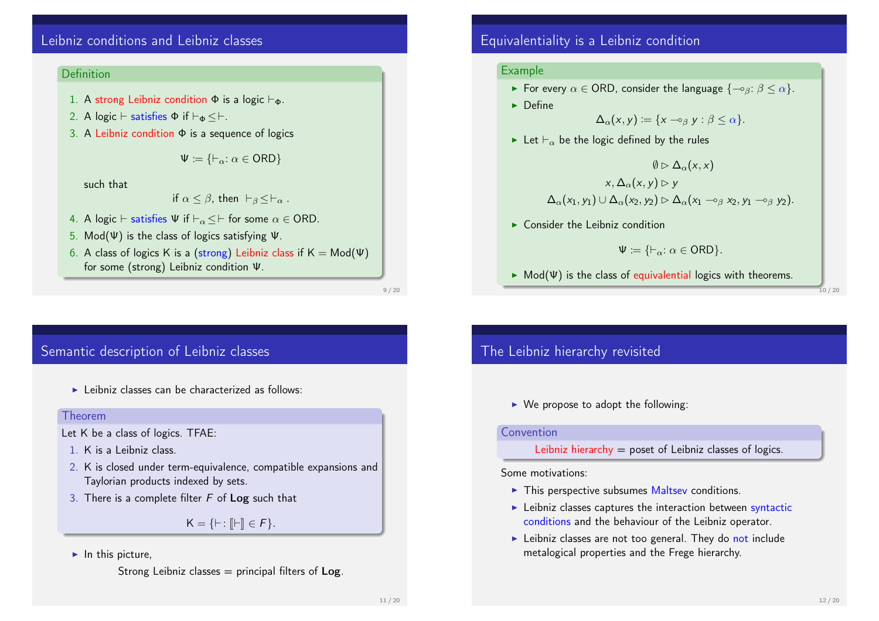## Leibniz conditions and Leibniz classes

**Definition**

1. A strong Leibniz condition $\Phi$ is a logic $\vdash_{\Phi}$.
2. A logic $\vdash$ satisfies $\Phi$ if $\vdash_{\Phi} \leq \vdash$.
3. A Leibniz condition $\Phi$ is a sequence of logics

$$\Psi := \{\vdash_{\alpha} : \alpha \in \mathsf{ORD}\}$$

   such that

$$\text{if } \alpha \leq \beta, \text{ then } \vdash_{\beta} \leq \vdash_{\alpha} .$$

4. A logic $\vdash$ satisfies $\Psi$ if $\vdash_{\alpha} \leq \vdash$ for some $\alpha \in \mathsf{ORD}$.
5. $\mathsf{Mod}(\Psi)$ is the class of logics satisfying $\Psi$.
6. A class of logics $\mathsf{K}$ is a (strong) Leibniz class if $\mathsf{K} = \mathsf{Mod}(\Psi)$ for some (strong) Leibniz condition $\Psi$.

## Equivalentiality is a Leibniz condition

**Example**

- For every $\alpha \in \mathsf{ORD}$, consider the language $\{\multimap_{\beta} : \beta \leq \alpha\}$.
- Define

$$\Delta_{\alpha}(x, y) := \{x \multimap_{\beta} y : \beta \leq \alpha\}.$$

- Let $\vdash_{\alpha}$ be the logic defined by the rules

$$\emptyset \rhd \Delta_{\alpha}(x, x)$$
$$x, \Delta_{\alpha}(x, y) \rhd y$$
$$\Delta_{\alpha}(x_1, y_1) \cup \Delta_{\alpha}(x_2, y_2) \rhd \Delta_{\alpha}(x_1 \multimap_{\beta} x_2, y_1 \multimap_{\beta} y_2).$$

- Consider the Leibniz condition

$$\Psi := \{\vdash_{\alpha} : \alpha \in \mathsf{ORD}\}.$$

- $\mathsf{Mod}(\Psi)$ is the class of equivalential logics with theorems.

## Semantic description of Leibniz classes

- Leibniz classes can be characterized as follows:

**Theorem**

Let $\mathsf{K}$ be a class of logics. TFAE:

1. $\mathsf{K}$ is a Leibniz class.
2. $\mathsf{K}$ is closed under term-equivalence, compatible expansions and Taylorian products indexed by sets.
3. There is a complete filter $F$ of **Log** such that

$$\mathsf{K} = \{\vdash : [\![\vdash]\!] \in F\}.$$

- In this picture,

  Strong Leibniz classes = principal filters of **Log**.

## The Leibniz hierarchy revisited

- We propose to adopt the following:

**Convention**

Leibniz hierarchy = poset of Leibniz classes of logics.

Some motivations:

- This perspective subsumes Maltsev conditions.
- Leibniz classes captures the interaction between syntactic conditions and the behaviour of the Leibniz operator.
- Leibniz classes are not too general. They do not include metalogical properties and the Frege hierarchy.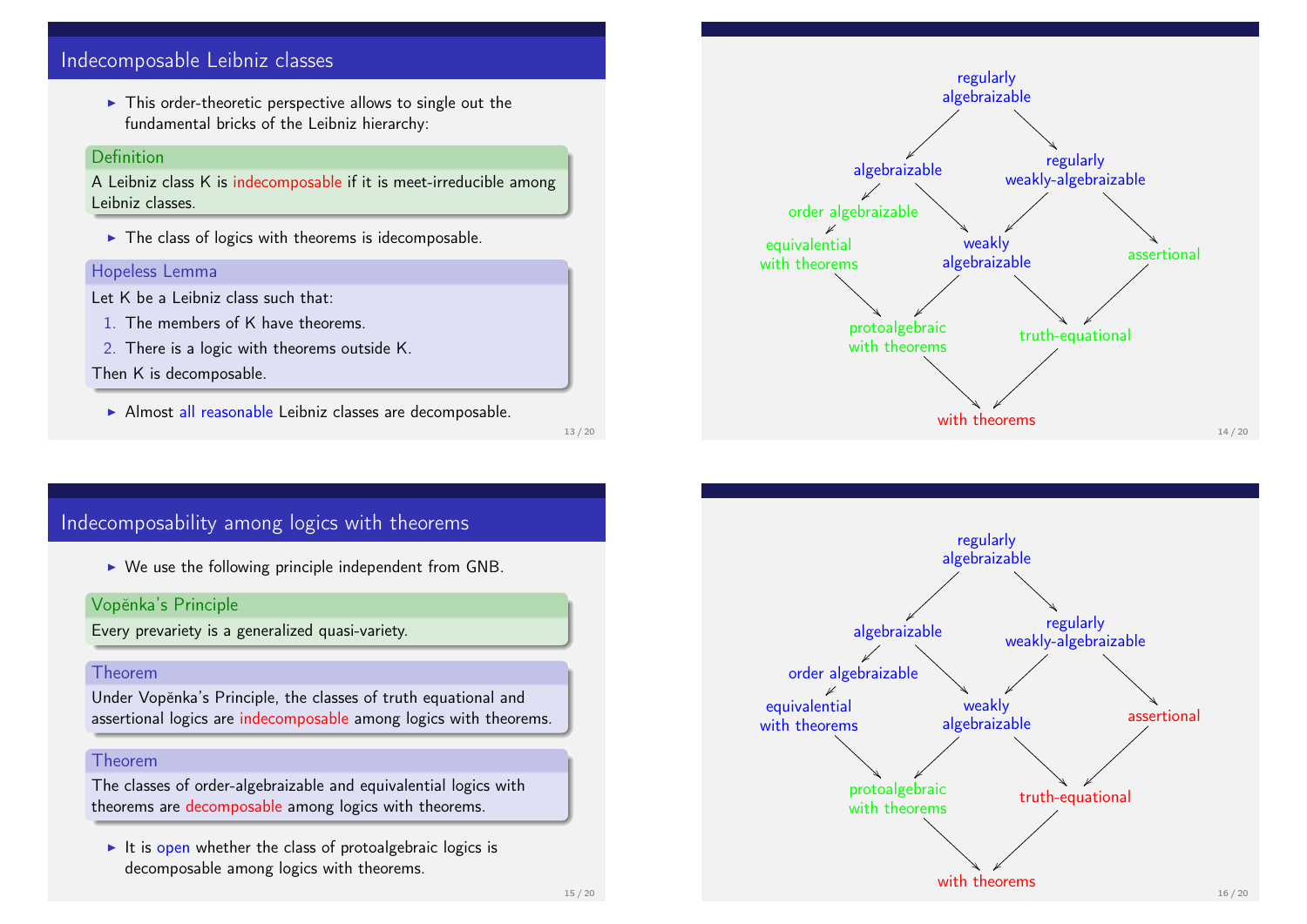## Indecomposable Leibniz classes

- This order-theoretic perspective allows to single out the fundamental bricks of the Leibniz hierarchy:

**Definition**

A Leibniz class K is indecomposable if it is meet-irreducible among Leibniz classes.

- The class of logics with theorems is idecomposable.

**Hopeless Lemma**

Let K be a Leibniz class such that:

1. The members of K have theorems.
2. There is a logic with theorems outside K.

Then K is decomposable.

- Almost all reasonable Leibniz classes are decomposable.

---

regularly algebraizable

algebraizable — regularly weakly-algebraizable

order algebraizable

equivalential with theorems — weakly algebraizable — assertional

protoalgebraic with theorems — truth-equational

with theorems

---

## Indecomposability among logics with theorems

- We use the following principle independent from GNB.

**Vopěnka's Principle**

Every prevariety is a generalized quasi-variety.

**Theorem**

Under Vopěnka's Principle, the classes of truth equational and assertional logics are indecomposable among logics with theorems.

**Theorem**

The classes of order-algebraizable and equivalential logics with theorems are decomposable among logics with theorems.

- It is open whether the class of protoalgebraic logics is decomposable among logics with theorems.

---

regularly algebraizable

algebraizable — regularly weakly-algebraizable

order algebraizable

equivalential with theorems — weakly algebraizable — assertional

protoalgebraic with theorems — truth-equational

with theorems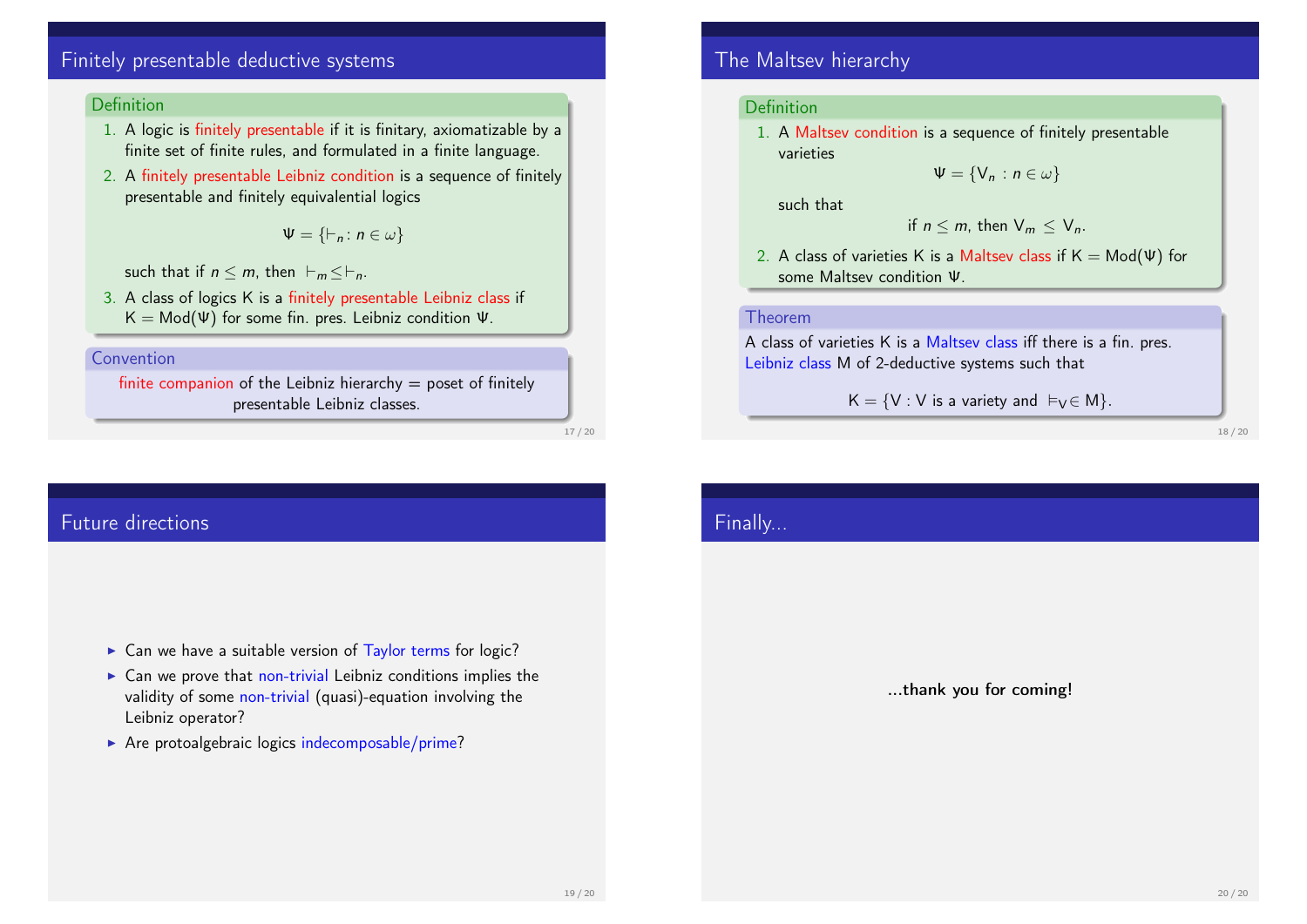## Finitely presentable deductive systems

**Definition**

1. A logic is finitely presentable if it is finitary, axiomatizable by a finite set of finite rules, and formulated in a finite language.
2. A finitely presentable Leibniz condition is a sequence of finitely presentable and finitely equivalential logics

$$\Psi = \{\vdash_n : n \in \omega\}$$

such that if $n \leq m$, then $\vdash_m \leq \vdash_n$.

3. A class of logics K is a finitely presentable Leibniz class if $\mathsf{K} = \mathsf{Mod}(\Psi)$ for some fin. pres. Leibniz condition $\Psi$.

**Convention**

finite companion of the Leibniz hierarchy = poset of finitely presentable Leibniz classes.

## The Maltsev hierarchy

**Definition**

1. A Maltsev condition is a sequence of finitely presentable varieties

$$\Psi = \{\mathsf{V}_n : n \in \omega\}$$

such that

$$\text{if } n \leq m, \text{ then } \mathsf{V}_m \leq \mathsf{V}_n.$$

2. A class of varieties K is a Maltsev class if $\mathsf{K} = \mathsf{Mod}(\Psi)$ for some Maltsev condition $\Psi$.

**Theorem**

A class of varieties K is a Maltsev class iff there is a fin. pres. Leibniz class M of 2-deductive systems such that

$$\mathsf{K} = \{\mathsf{V} : \mathsf{V} \text{ is a variety and } \vDash_{\mathsf{V}} \in \mathsf{M}\}.$$

## Future directions

- Can we have a suitable version of Taylor terms for logic?
- Can we prove that non-trivial Leibniz conditions implies the validity of some non-trivial (quasi)-equation involving the Leibniz operator?
- Are protoalgebraic logics indecomposable/prime?

## Finally...

**...thank you for coming!**